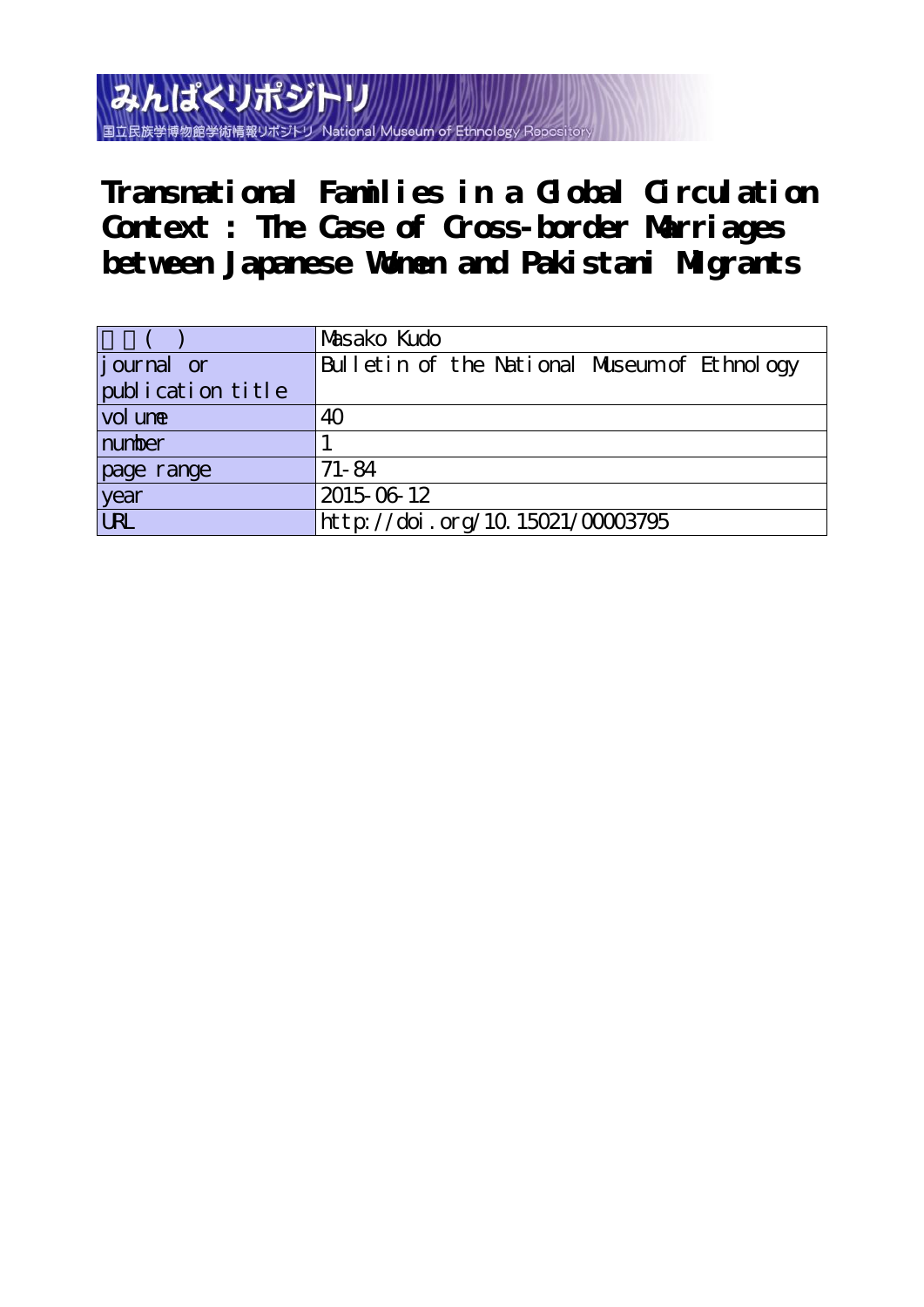みんぱくリポジトリ

国立民族学博物館学術情報リポジトリ National Museum of Ethnology Repository

# Transnational Families in a Global Circulation Context : The Case of Cross-border Marriages between Japanese Women and Pakistani Migrants

| 著者(英) | Masako Kudo |
| --- | --- |
| journal or publication title | Bulletin of the National Museum of Ethnology |
| volume | 40 |
| number | 1 |
| page range | 71-84 |
| year | 2015-06-12 |
| URL | http://doi.org/10.15021/00003795 |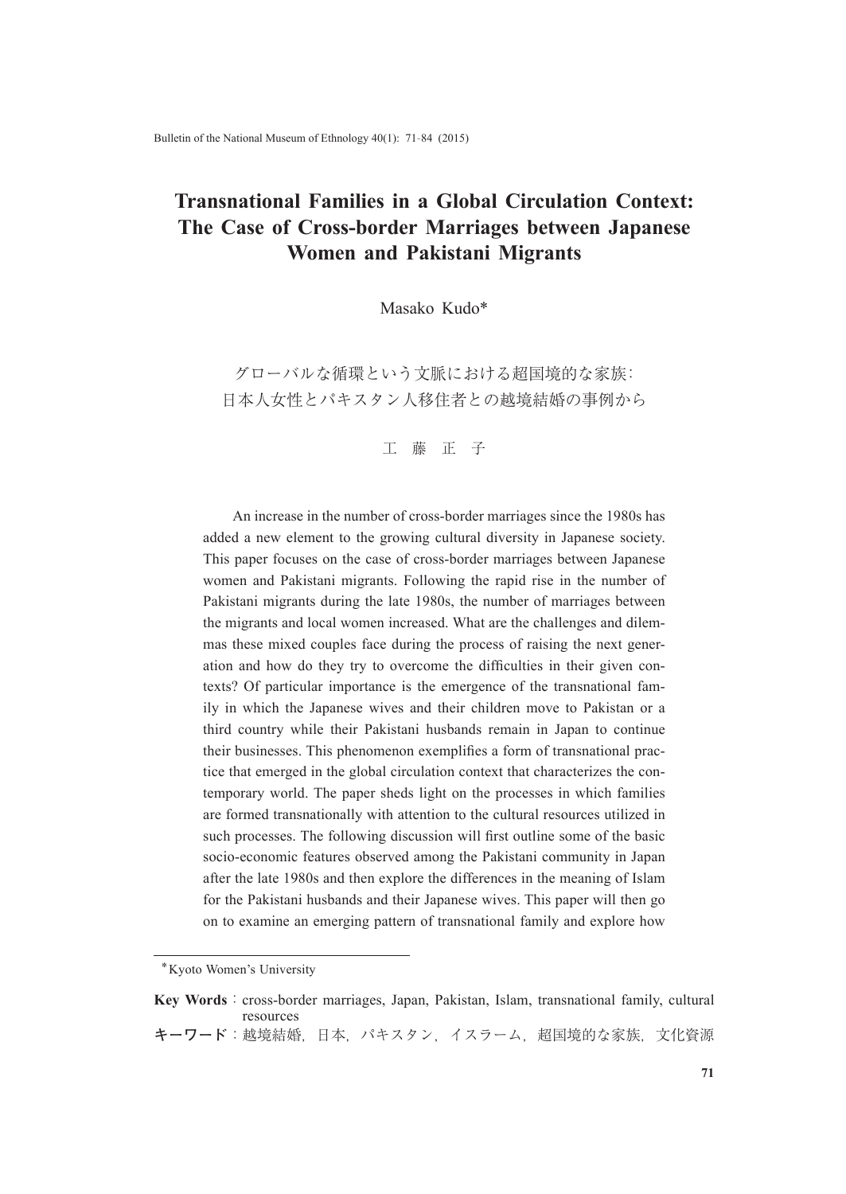# Transnational Families in a Global Circulation Context: The Case of Cross-border Marriages between Japanese Women and Pakistani Migrants

Masako Kudo*

グローバルな循環という文脈における超国境的な家族：
日本人女性とパキスタン人移住者との越境結婚の事例から

工 藤 正 子

An increase in the number of cross-border marriages since the 1980s has added a new element to the growing cultural diversity in Japanese society. This paper focuses on the case of cross-border marriages between Japanese women and Pakistani migrants. Following the rapid rise in the number of Pakistani migrants during the late 1980s, the number of marriages between the migrants and local women increased. What are the challenges and dilemmas these mixed couples face during the process of raising the next generation and how do they try to overcome the difficulties in their given contexts? Of particular importance is the emergence of the transnational family in which the Japanese wives and their children move to Pakistan or a third country while their Pakistani husbands remain in Japan to continue their businesses. This phenomenon exemplifies a form of transnational practice that emerged in the global circulation context that characterizes the contemporary world. The paper sheds light on the processes in which families are formed transnationally with attention to the cultural resources utilized in such processes. The following discussion will first outline some of the basic socio-economic features observed among the Pakistani community in Japan after the late 1980s and then explore the differences in the meaning of Islam for the Pakistani husbands and their Japanese wives. This paper will then go on to examine an emerging pattern of transnational family and explore how

*Kyoto Women's University

**Key Words**：cross-border marriages, Japan, Pakistan, Islam, transnational family, cultural resources

**キーワード**：越境結婚，日本，パキスタン，イスラーム，超国境的な家族，文化資源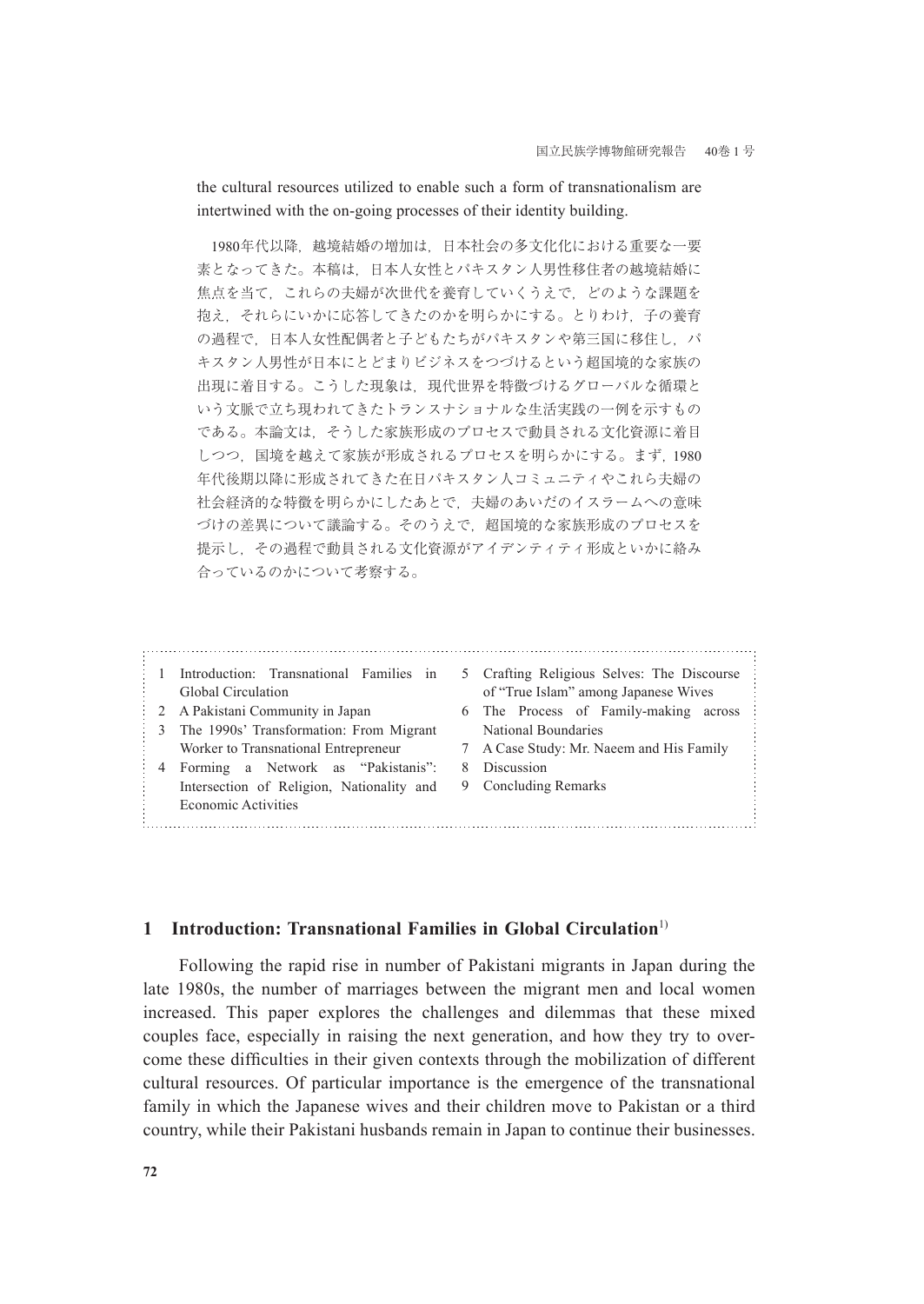the cultural resources utilized to enable such a form of transnationalism are intertwined with the on-going processes of their identity building.

1980年代以降，越境結婚の増加は，日本社会の多文化化における重要な一要素となってきた。本稿は，日本人女性とパキスタン人男性移住者の越境結婚に焦点を当て，これらの夫婦が次世代を養育していくうえで，どのような課題を抱え，それらにいかに応答してきたのかを明らかにする。とりわけ，子の養育の過程で，日本人女性配偶者と子どもたちがパキスタンや第三国に移住し，パキスタン人男性が日本にとどまりビジネスをつづけるという超国境的な家族の出現に着目する。こうした現象は，現代世界を特徴づけるグローバルな循環という文脈で立ち現われてきたトランスナショナルな生活実践の一例を示すものである。本論文は，そうした家族形成のプロセスで動員される文化資源に着目しつつ，国境を越えて家族が形成されるプロセスを明らかにする。まず，1980年代後期以降に形成されてきた在日パキスタン人コミュニティやこれら夫婦の社会経済的な特徴を明らかにしたあとで，夫婦のあいだのイスラームへの意味づけの差異について議論する。そのうえで，超国境的な家族形成のプロセスを提示し，その過程で動員される文化資源がアイデンティティ形成といかに絡み合っているのかについて考察する。

1. Introduction: Transnational Families in Global Circulation
2. A Pakistani Community in Japan
3. The 1990s' Transformation: From Migrant Worker to Transnational Entrepreneur
4. Forming a Network as "Pakistanis": Intersection of Religion, Nationality and Economic Activities
5. Crafting Religious Selves: The Discourse of "True Islam" among Japanese Wives
6. The Process of Family-making across National Boundaries
7. A Case Study: Mr. Naeem and His Family
8. Discussion
9. Concluding Remarks

## 1 Introduction: Transnational Families in Global Circulation[1]

Following the rapid rise in number of Pakistani migrants in Japan during the late 1980s, the number of marriages between the migrant men and local women increased. This paper explores the challenges and dilemmas that these mixed couples face, especially in raising the next generation, and how they try to overcome these difficulties in their given contexts through the mobilization of different cultural resources. Of particular importance is the emergence of the transnational family in which the Japanese wives and their children move to Pakistan or a third country, while their Pakistani husbands remain in Japan to continue their businesses.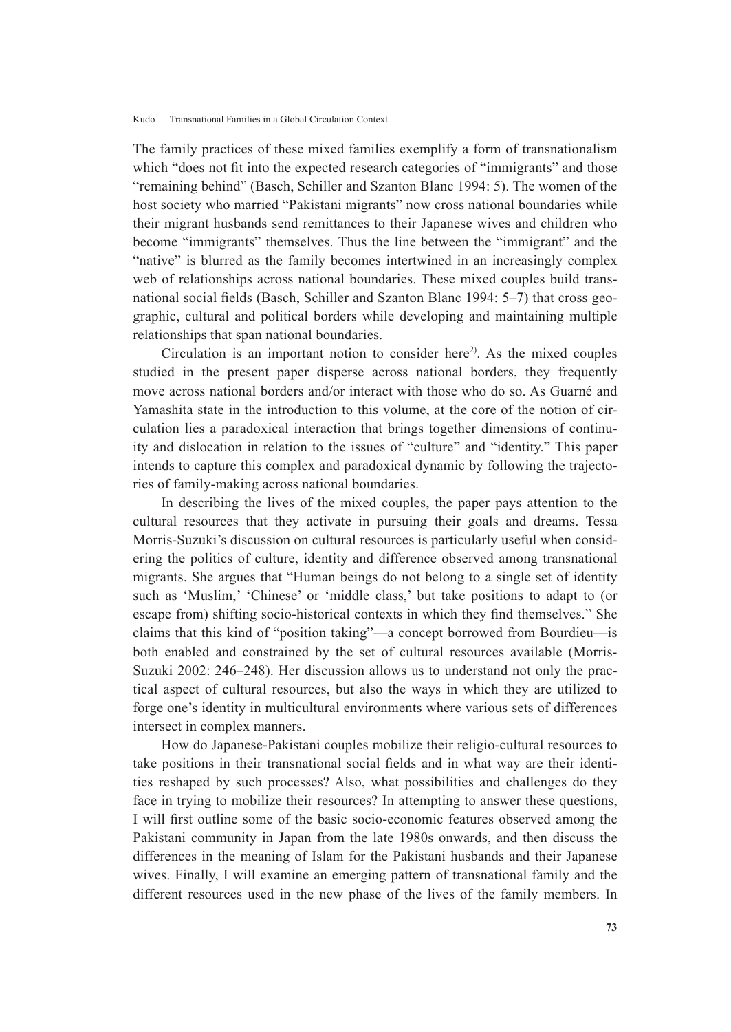The family practices of these mixed families exemplify a form of transnationalism which "does not fit into the expected research categories of "immigrants" and those "remaining behind" (Basch, Schiller and Szanton Blanc 1994: 5). The women of the host society who married "Pakistani migrants" now cross national boundaries while their migrant husbands send remittances to their Japanese wives and children who become "immigrants" themselves. Thus the line between the "immigrant" and the "native" is blurred as the family becomes intertwined in an increasingly complex web of relationships across national boundaries. These mixed couples build transnational social fields (Basch, Schiller and Szanton Blanc 1994: 5–7) that cross geographic, cultural and political borders while developing and maintaining multiple relationships that span national boundaries.

Circulation is an important notion to consider here[2]. As the mixed couples studied in the present paper disperse across national borders, they frequently move across national borders and/or interact with those who do so. As Guarné and Yamashita state in the introduction to this volume, at the core of the notion of circulation lies a paradoxical interaction that brings together dimensions of continuity and dislocation in relation to the issues of "culture" and "identity." This paper intends to capture this complex and paradoxical dynamic by following the trajectories of family-making across national boundaries.

In describing the lives of the mixed couples, the paper pays attention to the cultural resources that they activate in pursuing their goals and dreams. Tessa Morris-Suzuki's discussion on cultural resources is particularly useful when considering the politics of culture, identity and difference observed among transnational migrants. She argues that "Human beings do not belong to a single set of identity such as 'Muslim,' 'Chinese' or 'middle class,' but take positions to adapt to (or escape from) shifting socio-historical contexts in which they find themselves." She claims that this kind of "position taking"—a concept borrowed from Bourdieu—is both enabled and constrained by the set of cultural resources available (Morris-Suzuki 2002: 246–248). Her discussion allows us to understand not only the practical aspect of cultural resources, but also the ways in which they are utilized to forge one's identity in multicultural environments where various sets of differences intersect in complex manners.

How do Japanese-Pakistani couples mobilize their religio-cultural resources to take positions in their transnational social fields and in what way are their identities reshaped by such processes? Also, what possibilities and challenges do they face in trying to mobilize their resources? In attempting to answer these questions, I will first outline some of the basic socio-economic features observed among the Pakistani community in Japan from the late 1980s onwards, and then discuss the differences in the meaning of Islam for the Pakistani husbands and their Japanese wives. Finally, I will examine an emerging pattern of transnational family and the different resources used in the new phase of the lives of the family members. In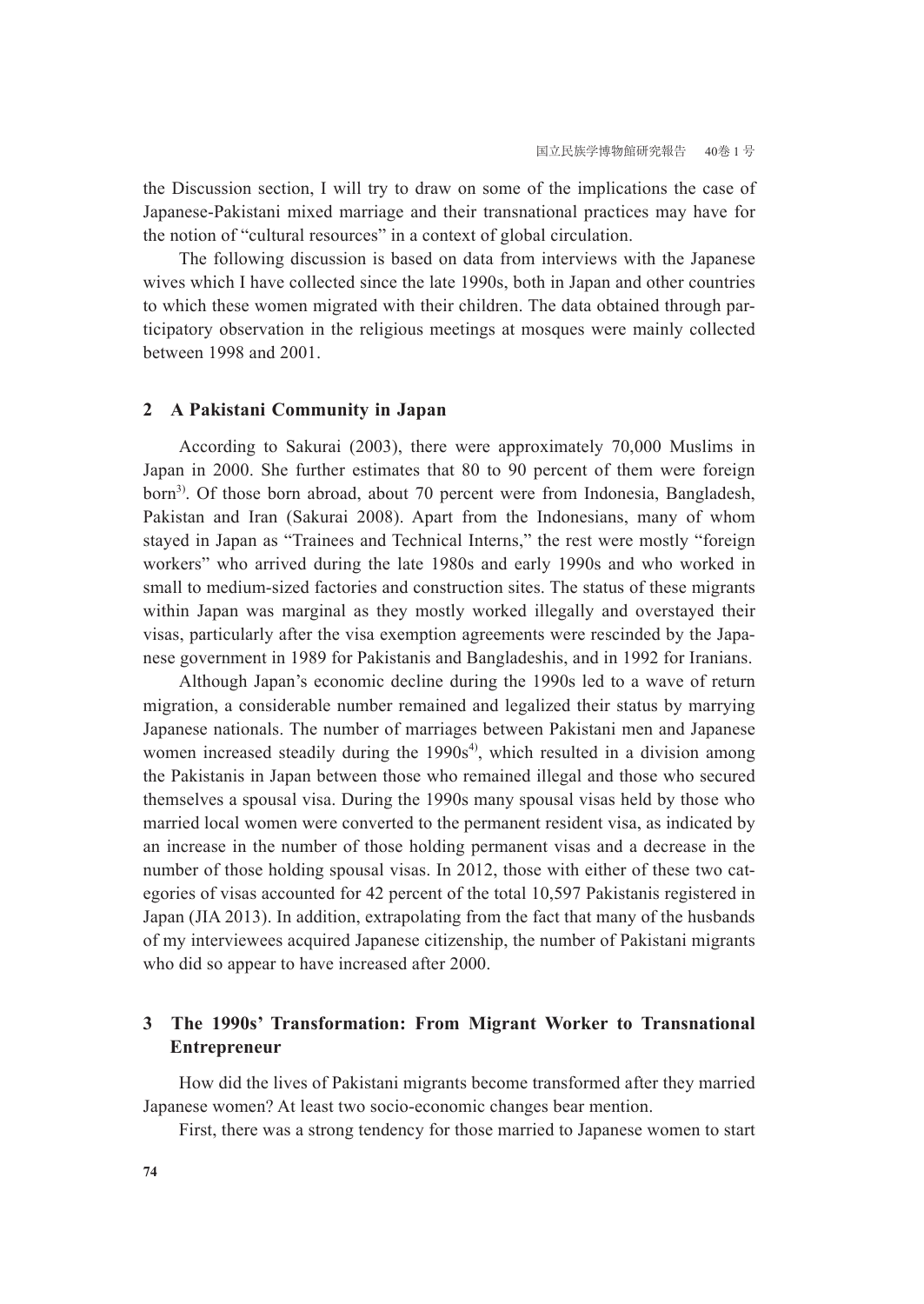the Discussion section, I will try to draw on some of the implications the case of Japanese-Pakistani mixed marriage and their transnational practices may have for the notion of "cultural resources" in a context of global circulation.

The following discussion is based on data from interviews with the Japanese wives which I have collected since the late 1990s, both in Japan and other countries to which these women migrated with their children. The data obtained through participatory observation in the religious meetings at mosques were mainly collected between 1998 and 2001.

## 2 A Pakistani Community in Japan

According to Sakurai (2003), there were approximately 70,000 Muslims in Japan in 2000. She further estimates that 80 to 90 percent of them were foreign born[3]. Of those born abroad, about 70 percent were from Indonesia, Bangladesh, Pakistan and Iran (Sakurai 2008). Apart from the Indonesians, many of whom stayed in Japan as "Trainees and Technical Interns," the rest were mostly "foreign workers" who arrived during the late 1980s and early 1990s and who worked in small to medium-sized factories and construction sites. The status of these migrants within Japan was marginal as they mostly worked illegally and overstayed their visas, particularly after the visa exemption agreements were rescinded by the Japanese government in 1989 for Pakistanis and Bangladeshis, and in 1992 for Iranians.

Although Japan's economic decline during the 1990s led to a wave of return migration, a considerable number remained and legalized their status by marrying Japanese nationals. The number of marriages between Pakistani men and Japanese women increased steadily during the 1990s[4], which resulted in a division among the Pakistanis in Japan between those who remained illegal and those who secured themselves a spousal visa. During the 1990s many spousal visas held by those who married local women were converted to the permanent resident visa, as indicated by an increase in the number of those holding permanent visas and a decrease in the number of those holding spousal visas. In 2012, those with either of these two categories of visas accounted for 42 percent of the total 10,597 Pakistanis registered in Japan (JIA 2013). In addition, extrapolating from the fact that many of the husbands of my interviewees acquired Japanese citizenship, the number of Pakistani migrants who did so appear to have increased after 2000.

## 3 The 1990s' Transformation: From Migrant Worker to Transnational Entrepreneur

How did the lives of Pakistani migrants become transformed after they married Japanese women? At least two socio-economic changes bear mention.

First, there was a strong tendency for those married to Japanese women to start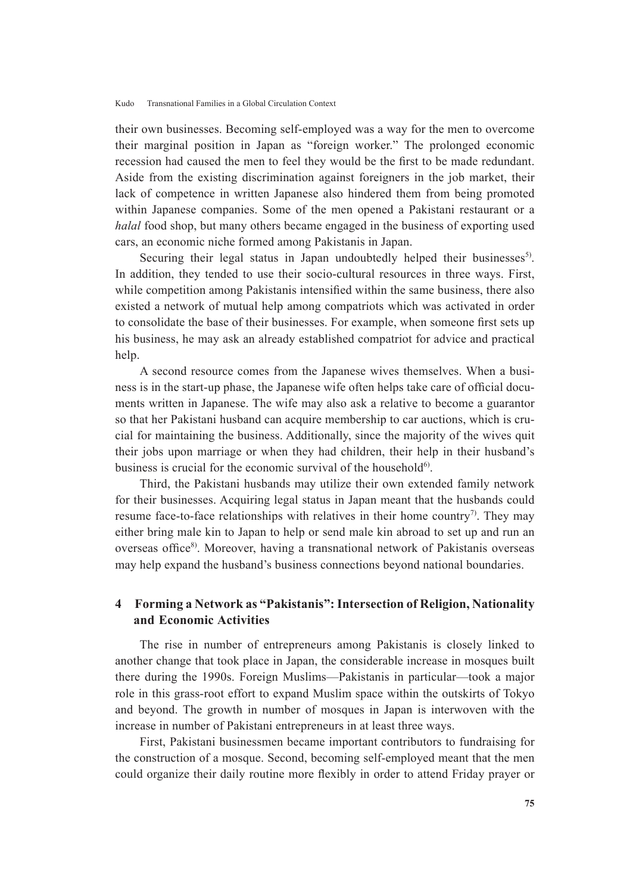their own businesses. Becoming self-employed was a way for the men to overcome their marginal position in Japan as "foreign worker." The prolonged economic recession had caused the men to feel they would be the first to be made redundant. Aside from the existing discrimination against foreigners in the job market, their lack of competence in written Japanese also hindered them from being promoted within Japanese companies. Some of the men opened a Pakistani restaurant or a *halal* food shop, but many others became engaged in the business of exporting used cars, an economic niche formed among Pakistanis in Japan.

Securing their legal status in Japan undoubtedly helped their businesses[5]. In addition, they tended to use their socio-cultural resources in three ways. First, while competition among Pakistanis intensified within the same business, there also existed a network of mutual help among compatriots which was activated in order to consolidate the base of their businesses. For example, when someone first sets up his business, he may ask an already established compatriot for advice and practical help.

A second resource comes from the Japanese wives themselves. When a business is in the start-up phase, the Japanese wife often helps take care of official documents written in Japanese. The wife may also ask a relative to become a guarantor so that her Pakistani husband can acquire membership to car auctions, which is crucial for maintaining the business. Additionally, since the majority of the wives quit their jobs upon marriage or when they had children, their help in their husband's business is crucial for the economic survival of the household[6].

Third, the Pakistani husbands may utilize their own extended family network for their businesses. Acquiring legal status in Japan meant that the husbands could resume face-to-face relationships with relatives in their home country[7]. They may either bring male kin to Japan to help or send male kin abroad to set up and run an overseas office[8]. Moreover, having a transnational network of Pakistanis overseas may help expand the husband's business connections beyond national boundaries.

## 4 Forming a Network as "Pakistanis": Intersection of Religion, Nationality and Economic Activities

The rise in number of entrepreneurs among Pakistanis is closely linked to another change that took place in Japan, the considerable increase in mosques built there during the 1990s. Foreign Muslims—Pakistanis in particular—took a major role in this grass-root effort to expand Muslim space within the outskirts of Tokyo and beyond. The growth in number of mosques in Japan is interwoven with the increase in number of Pakistani entrepreneurs in at least three ways.

First, Pakistani businessmen became important contributors to fundraising for the construction of a mosque. Second, becoming self-employed meant that the men could organize their daily routine more flexibly in order to attend Friday prayer or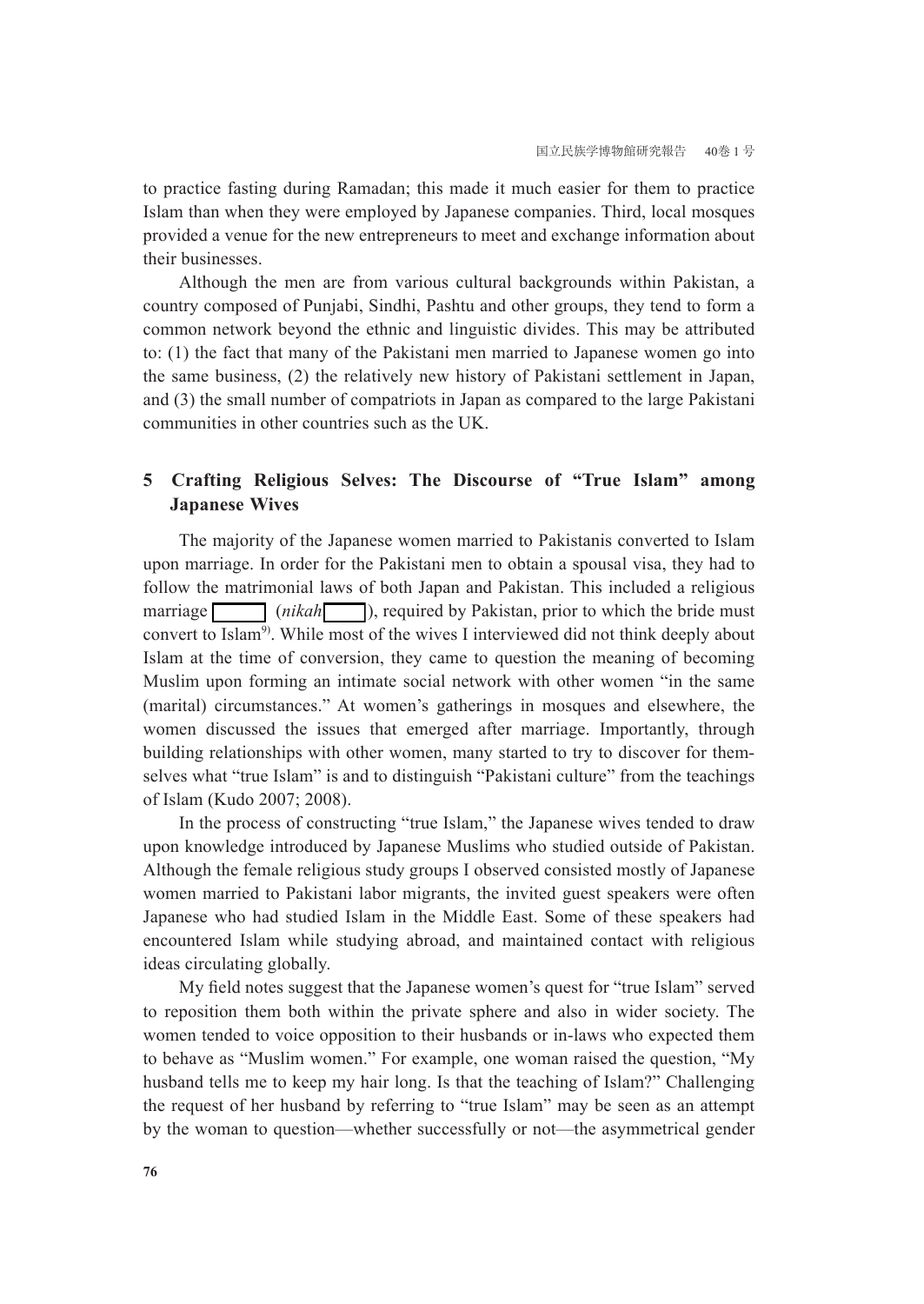to practice fasting during Ramadan; this made it much easier for them to practice Islam than when they were employed by Japanese companies. Third, local mosques provided a venue for the new entrepreneurs to meet and exchange information about their businesses.

Although the men are from various cultural backgrounds within Pakistan, a country composed of Punjabi, Sindhi, Pashtu and other groups, they tend to form a common network beyond the ethnic and linguistic divides. This may be attributed to: (1) the fact that many of the Pakistani men married to Japanese women go into the same business, (2) the relatively new history of Pakistani settlement in Japan, and (3) the small number of compatriots in Japan as compared to the large Pakistani communities in other countries such as the UK.

## 5 Crafting Religious Selves: The Discourse of "True Islam" among Japanese Wives

The majority of the Japanese women married to Pakistanis converted to Islam upon marriage. In order for the Pakistani men to obtain a spousal visa, they had to follow the matrimonial laws of both Japan and Pakistan. This included a religious marriage (*nikah*), required by Pakistan, prior to which the bride must convert to Islam[9]. While most of the wives I interviewed did not think deeply about Islam at the time of conversion, they came to question the meaning of becoming Muslim upon forming an intimate social network with other women "in the same (marital) circumstances." At women's gatherings in mosques and elsewhere, the women discussed the issues that emerged after marriage. Importantly, through building relationships with other women, many started to try to discover for themselves what "true Islam" is and to distinguish "Pakistani culture" from the teachings of Islam (Kudo 2007; 2008).

In the process of constructing "true Islam," the Japanese wives tended to draw upon knowledge introduced by Japanese Muslims who studied outside of Pakistan. Although the female religious study groups I observed consisted mostly of Japanese women married to Pakistani labor migrants, the invited guest speakers were often Japanese who had studied Islam in the Middle East. Some of these speakers had encountered Islam while studying abroad, and maintained contact with religious ideas circulating globally.

My field notes suggest that the Japanese women's quest for "true Islam" served to reposition them both within the private sphere and also in wider society. The women tended to voice opposition to their husbands or in-laws who expected them to behave as "Muslim women." For example, one woman raised the question, "My husband tells me to keep my hair long. Is that the teaching of Islam?" Challenging the request of her husband by referring to "true Islam" may be seen as an attempt by the woman to question—whether successfully or not—the asymmetrical gender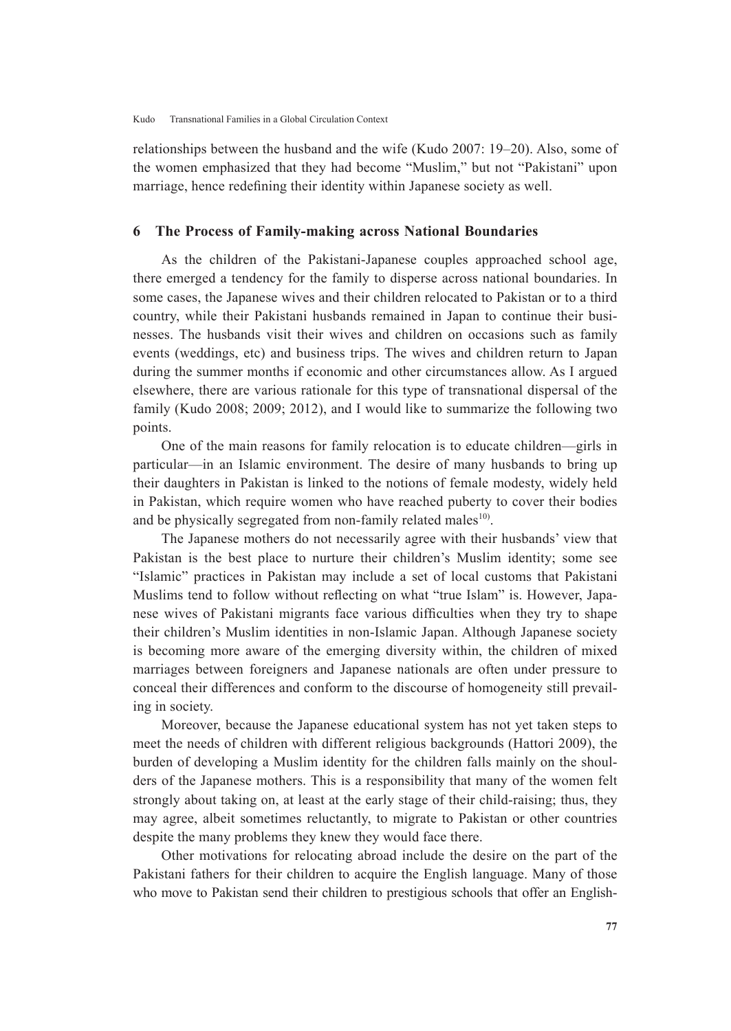relationships between the husband and the wife (Kudo 2007: 19–20). Also, some of the women emphasized that they had become "Muslim," but not "Pakistani" upon marriage, hence redefining their identity within Japanese society as well.

## 6 The Process of Family-making across National Boundaries

As the children of the Pakistani-Japanese couples approached school age, there emerged a tendency for the family to disperse across national boundaries. In some cases, the Japanese wives and their children relocated to Pakistan or to a third country, while their Pakistani husbands remained in Japan to continue their businesses. The husbands visit their wives and children on occasions such as family events (weddings, etc) and business trips. The wives and children return to Japan during the summer months if economic and other circumstances allow. As I argued elsewhere, there are various rationale for this type of transnational dispersal of the family (Kudo 2008; 2009; 2012), and I would like to summarize the following two points.

One of the main reasons for family relocation is to educate children—girls in particular—in an Islamic environment. The desire of many husbands to bring up their daughters in Pakistan is linked to the notions of female modesty, widely held in Pakistan, which require women who have reached puberty to cover their bodies and be physically segregated from non-family related males[10].

The Japanese mothers do not necessarily agree with their husbands' view that Pakistan is the best place to nurture their children's Muslim identity; some see "Islamic" practices in Pakistan may include a set of local customs that Pakistani Muslims tend to follow without reflecting on what "true Islam" is. However, Japanese wives of Pakistani migrants face various difficulties when they try to shape their children's Muslim identities in non-Islamic Japan. Although Japanese society is becoming more aware of the emerging diversity within, the children of mixed marriages between foreigners and Japanese nationals are often under pressure to conceal their differences and conform to the discourse of homogeneity still prevailing in society.

Moreover, because the Japanese educational system has not yet taken steps to meet the needs of children with different religious backgrounds (Hattori 2009), the burden of developing a Muslim identity for the children falls mainly on the shoulders of the Japanese mothers. This is a responsibility that many of the women felt strongly about taking on, at least at the early stage of their child-raising; thus, they may agree, albeit sometimes reluctantly, to migrate to Pakistan or other countries despite the many problems they knew they would face there.

Other motivations for relocating abroad include the desire on the part of the Pakistani fathers for their children to acquire the English language. Many of those who move to Pakistan send their children to prestigious schools that offer an English-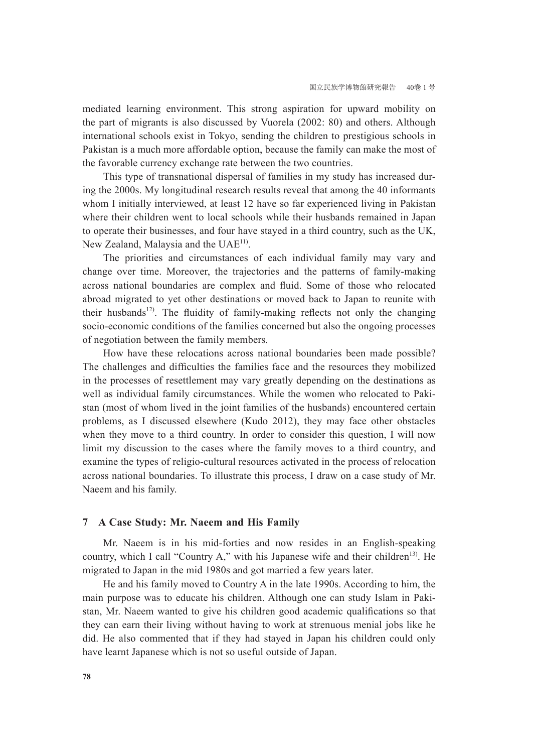mediated learning environment. This strong aspiration for upward mobility on the part of migrants is also discussed by Vuorela (2002: 80) and others. Although international schools exist in Tokyo, sending the children to prestigious schools in Pakistan is a much more affordable option, because the family can make the most of the favorable currency exchange rate between the two countries.

This type of transnational dispersal of families in my study has increased during the 2000s. My longitudinal research results reveal that among the 40 informants whom I initially interviewed, at least 12 have so far experienced living in Pakistan where their children went to local schools while their husbands remained in Japan to operate their businesses, and four have stayed in a third country, such as the UK, New Zealand, Malaysia and the UAE[11].

The priorities and circumstances of each individual family may vary and change over time. Moreover, the trajectories and the patterns of family-making across national boundaries are complex and fluid. Some of those who relocated abroad migrated to yet other destinations or moved back to Japan to reunite with their husbands[12]. The fluidity of family-making reflects not only the changing socio-economic conditions of the families concerned but also the ongoing processes of negotiation between the family members.

How have these relocations across national boundaries been made possible? The challenges and difficulties the families face and the resources they mobilized in the processes of resettlement may vary greatly depending on the destinations as well as individual family circumstances. While the women who relocated to Pakistan (most of whom lived in the joint families of the husbands) encountered certain problems, as I discussed elsewhere (Kudo 2012), they may face other obstacles when they move to a third country. In order to consider this question, I will now limit my discussion to the cases where the family moves to a third country, and examine the types of religio-cultural resources activated in the process of relocation across national boundaries. To illustrate this process, I draw on a case study of Mr. Naeem and his family.

## 7 A Case Study: Mr. Naeem and His Family

Mr. Naeem is in his mid-forties and now resides in an English-speaking country, which I call "Country A," with his Japanese wife and their children[13]. He migrated to Japan in the mid 1980s and got married a few years later.

He and his family moved to Country A in the late 1990s. According to him, the main purpose was to educate his children. Although one can study Islam in Pakistan, Mr. Naeem wanted to give his children good academic qualifications so that they can earn their living without having to work at strenuous menial jobs like he did. He also commented that if they had stayed in Japan his children could only have learnt Japanese which is not so useful outside of Japan.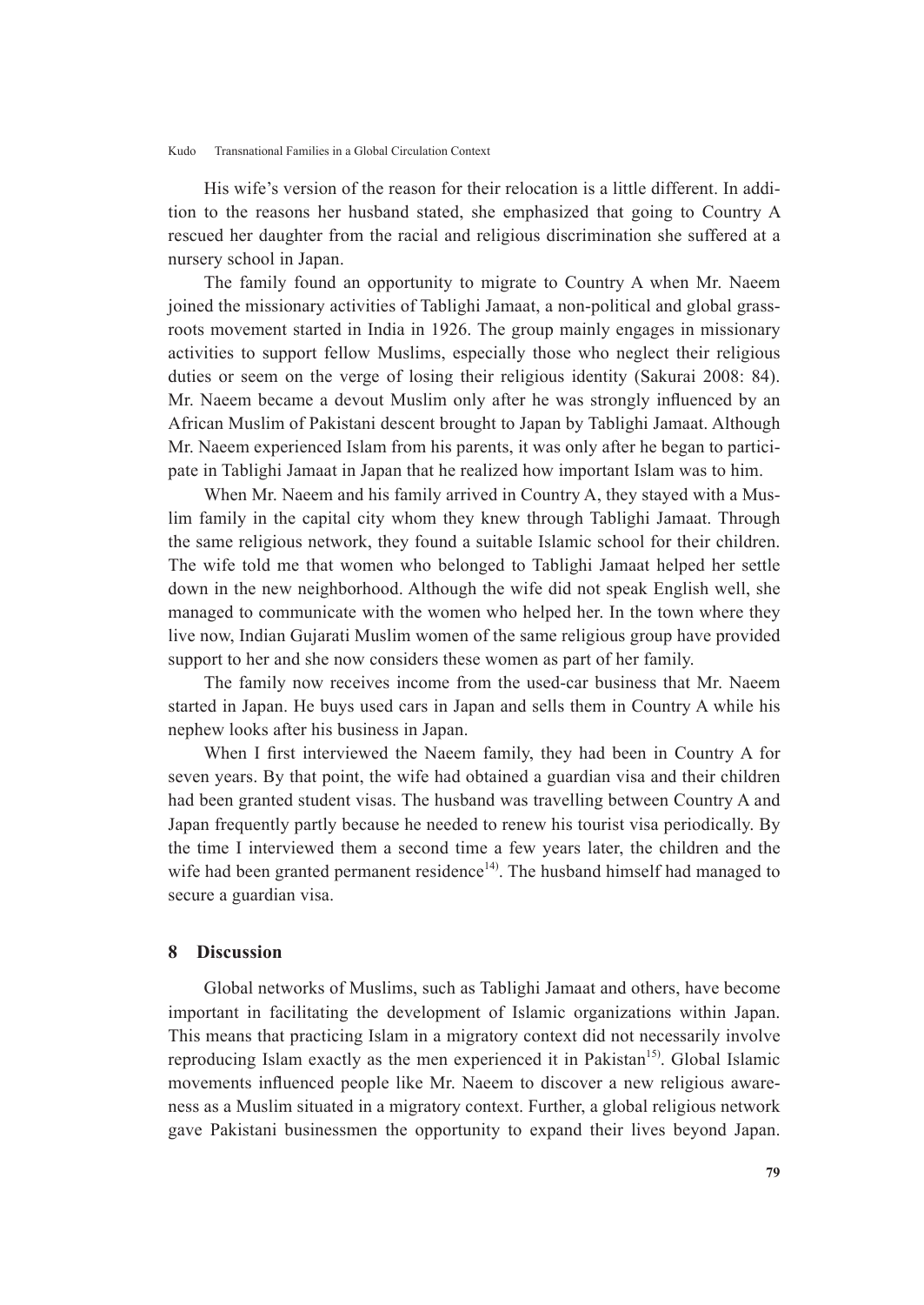His wife's version of the reason for their relocation is a little different. In addition to the reasons her husband stated, she emphasized that going to Country A rescued her daughter from the racial and religious discrimination she suffered at a nursery school in Japan.

The family found an opportunity to migrate to Country A when Mr. Naeem joined the missionary activities of Tablighi Jamaat, a non-political and global grassroots movement started in India in 1926. The group mainly engages in missionary activities to support fellow Muslims, especially those who neglect their religious duties or seem on the verge of losing their religious identity (Sakurai 2008: 84). Mr. Naeem became a devout Muslim only after he was strongly influenced by an African Muslim of Pakistani descent brought to Japan by Tablighi Jamaat. Although Mr. Naeem experienced Islam from his parents, it was only after he began to participate in Tablighi Jamaat in Japan that he realized how important Islam was to him.

When Mr. Naeem and his family arrived in Country A, they stayed with a Muslim family in the capital city whom they knew through Tablighi Jamaat. Through the same religious network, they found a suitable Islamic school for their children. The wife told me that women who belonged to Tablighi Jamaat helped her settle down in the new neighborhood. Although the wife did not speak English well, she managed to communicate with the women who helped her. In the town where they live now, Indian Gujarati Muslim women of the same religious group have provided support to her and she now considers these women as part of her family.

The family now receives income from the used-car business that Mr. Naeem started in Japan. He buys used cars in Japan and sells them in Country A while his nephew looks after his business in Japan.

When I first interviewed the Naeem family, they had been in Country A for seven years. By that point, the wife had obtained a guardian visa and their children had been granted student visas. The husband was travelling between Country A and Japan frequently partly because he needed to renew his tourist visa periodically. By the time I interviewed them a second time a few years later, the children and the wife had been granted permanent residence[14]. The husband himself had managed to secure a guardian visa.

## 8 Discussion

Global networks of Muslims, such as Tablighi Jamaat and others, have become important in facilitating the development of Islamic organizations within Japan. This means that practicing Islam in a migratory context did not necessarily involve reproducing Islam exactly as the men experienced it in Pakistan[15]. Global Islamic movements influenced people like Mr. Naeem to discover a new religious awareness as a Muslim situated in a migratory context. Further, a global religious network gave Pakistani businessmen the opportunity to expand their lives beyond Japan.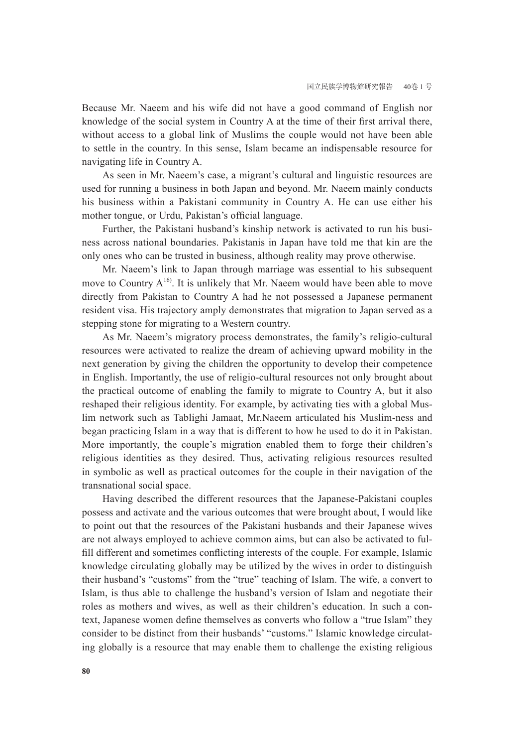Because Mr. Naeem and his wife did not have a good command of English nor knowledge of the social system in Country A at the time of their first arrival there, without access to a global link of Muslims the couple would not have been able to settle in the country. In this sense, Islam became an indispensable resource for navigating life in Country A.

As seen in Mr. Naeem's case, a migrant's cultural and linguistic resources are used for running a business in both Japan and beyond. Mr. Naeem mainly conducts his business within a Pakistani community in Country A. He can use either his mother tongue, or Urdu, Pakistan's official language.

Further, the Pakistani husband's kinship network is activated to run his business across national boundaries. Pakistanis in Japan have told me that kin are the only ones who can be trusted in business, although reality may prove otherwise.

Mr. Naeem's link to Japan through marriage was essential to his subsequent move to Country A[16]. It is unlikely that Mr. Naeem would have been able to move directly from Pakistan to Country A had he not possessed a Japanese permanent resident visa. His trajectory amply demonstrates that migration to Japan served as a stepping stone for migrating to a Western country.

As Mr. Naeem's migratory process demonstrates, the family's religio-cultural resources were activated to realize the dream of achieving upward mobility in the next generation by giving the children the opportunity to develop their competence in English. Importantly, the use of religio-cultural resources not only brought about the practical outcome of enabling the family to migrate to Country A, but it also reshaped their religious identity. For example, by activating ties with a global Muslim network such as Tablighi Jamaat, Mr.Naeem articulated his Muslim-ness and began practicing Islam in a way that is different to how he used to do it in Pakistan. More importantly, the couple's migration enabled them to forge their children's religious identities as they desired. Thus, activating religious resources resulted in symbolic as well as practical outcomes for the couple in their navigation of the transnational social space.

Having described the different resources that the Japanese-Pakistani couples possess and activate and the various outcomes that were brought about, I would like to point out that the resources of the Pakistani husbands and their Japanese wives are not always employed to achieve common aims, but can also be activated to fulfill different and sometimes conflicting interests of the couple. For example, Islamic knowledge circulating globally may be utilized by the wives in order to distinguish their husband's "customs" from the "true" teaching of Islam. The wife, a convert to Islam, is thus able to challenge the husband's version of Islam and negotiate their roles as mothers and wives, as well as their children's education. In such a context, Japanese women define themselves as converts who follow a "true Islam" they consider to be distinct from their husbands' "customs." Islamic knowledge circulating globally is a resource that may enable them to challenge the existing religious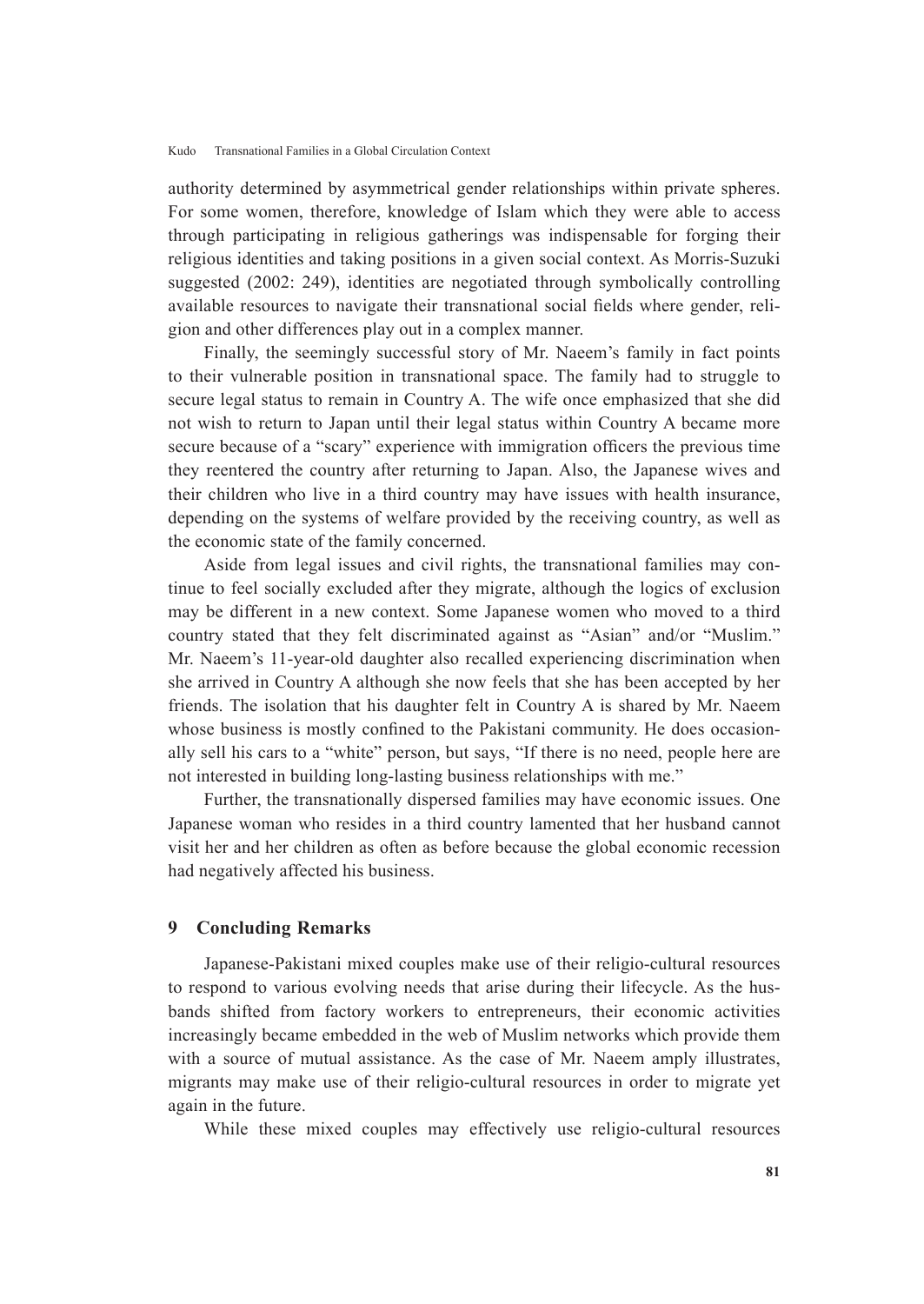authority determined by asymmetrical gender relationships within private spheres. For some women, therefore, knowledge of Islam which they were able to access through participating in religious gatherings was indispensable for forging their religious identities and taking positions in a given social context. As Morris-Suzuki suggested (2002: 249), identities are negotiated through symbolically controlling available resources to navigate their transnational social fields where gender, religion and other differences play out in a complex manner.

Finally, the seemingly successful story of Mr. Naeem's family in fact points to their vulnerable position in transnational space. The family had to struggle to secure legal status to remain in Country A. The wife once emphasized that she did not wish to return to Japan until their legal status within Country A became more secure because of a "scary" experience with immigration officers the previous time they reentered the country after returning to Japan. Also, the Japanese wives and their children who live in a third country may have issues with health insurance, depending on the systems of welfare provided by the receiving country, as well as the economic state of the family concerned.

Aside from legal issues and civil rights, the transnational families may continue to feel socially excluded after they migrate, although the logics of exclusion may be different in a new context. Some Japanese women who moved to a third country stated that they felt discriminated against as "Asian" and/or "Muslim." Mr. Naeem's 11-year-old daughter also recalled experiencing discrimination when she arrived in Country A although she now feels that she has been accepted by her friends. The isolation that his daughter felt in Country A is shared by Mr. Naeem whose business is mostly confined to the Pakistani community. He does occasionally sell his cars to a "white" person, but says, "If there is no need, people here are not interested in building long-lasting business relationships with me."

Further, the transnationally dispersed families may have economic issues. One Japanese woman who resides in a third country lamented that her husband cannot visit her and her children as often as before because the global economic recession had negatively affected his business.

## 9 Concluding Remarks

Japanese-Pakistani mixed couples make use of their religio-cultural resources to respond to various evolving needs that arise during their lifecycle. As the husbands shifted from factory workers to entrepreneurs, their economic activities increasingly became embedded in the web of Muslim networks which provide them with a source of mutual assistance. As the case of Mr. Naeem amply illustrates, migrants may make use of their religio-cultural resources in order to migrate yet again in the future.

While these mixed couples may effectively use religio-cultural resources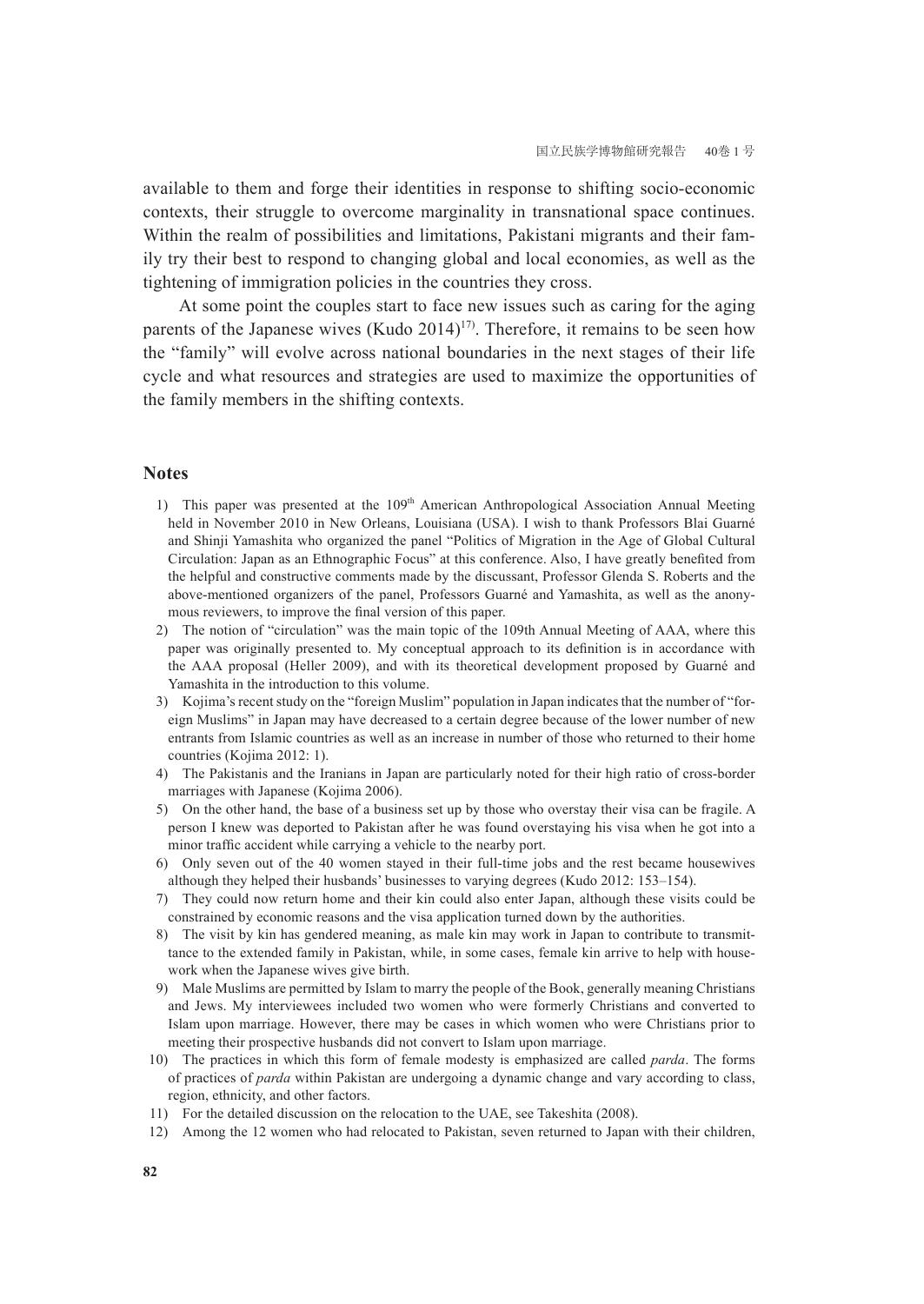available to them and forge their identities in response to shifting socio-economic contexts, their struggle to overcome marginality in transnational space continues. Within the realm of possibilities and limitations, Pakistani migrants and their family try their best to respond to changing global and local economies, as well as the tightening of immigration policies in the countries they cross.

At some point the couples start to face new issues such as caring for the aging parents of the Japanese wives (Kudo 2014)[17]. Therefore, it remains to be seen how the "family" will evolve across national boundaries in the next stages of their life cycle and what resources and strategies are used to maximize the opportunities of the family members in the shifting contexts.

## Notes

1) This paper was presented at the 109th American Anthropological Association Annual Meeting held in November 2010 in New Orleans, Louisiana (USA). I wish to thank Professors Blai Guarné and Shinji Yamashita who organized the panel "Politics of Migration in the Age of Global Cultural Circulation: Japan as an Ethnographic Focus" at this conference. Also, I have greatly benefited from the helpful and constructive comments made by the discussant, Professor Glenda S. Roberts and the above-mentioned organizers of the panel, Professors Guarné and Yamashita, as well as the anonymous reviewers, to improve the final version of this paper.

2) The notion of "circulation" was the main topic of the 109th Annual Meeting of AAA, where this paper was originally presented to. My conceptual approach to its definition is in accordance with the AAA proposal (Heller 2009), and with its theoretical development proposed by Guarné and Yamashita in the introduction to this volume.

3) Kojima's recent study on the "foreign Muslim" population in Japan indicates that the number of "foreign Muslims" in Japan may have decreased to a certain degree because of the lower number of new entrants from Islamic countries as well as an increase in number of those who returned to their home countries (Kojima 2012: 1).

4) The Pakistanis and the Iranians in Japan are particularly noted for their high ratio of cross-border marriages with Japanese (Kojima 2006).

5) On the other hand, the base of a business set up by those who overstay their visa can be fragile. A person I knew was deported to Pakistan after he was found overstaying his visa when he got into a minor traffic accident while carrying a vehicle to the nearby port.

6) Only seven out of the 40 women stayed in their full-time jobs and the rest became housewives although they helped their husbands' businesses to varying degrees (Kudo 2012: 153–154).

7) They could now return home and their kin could also enter Japan, although these visits could be constrained by economic reasons and the visa application turned down by the authorities.

8) The visit by kin has gendered meaning, as male kin may work in Japan to contribute to transmittance to the extended family in Pakistan, while, in some cases, female kin arrive to help with housework when the Japanese wives give birth.

9) Male Muslims are permitted by Islam to marry the people of the Book, generally meaning Christians and Jews. My interviewees included two women who were formerly Christians and converted to Islam upon marriage. However, there may be cases in which women who were Christians prior to meeting their prospective husbands did not convert to Islam upon marriage.

10) The practices in which this form of female modesty is emphasized are called *parda*. The forms of practices of *parda* within Pakistan are undergoing a dynamic change and vary according to class, region, ethnicity, and other factors.

11) For the detailed discussion on the relocation to the UAE, see Takeshita (2008).

12) Among the 12 women who had relocated to Pakistan, seven returned to Japan with their children,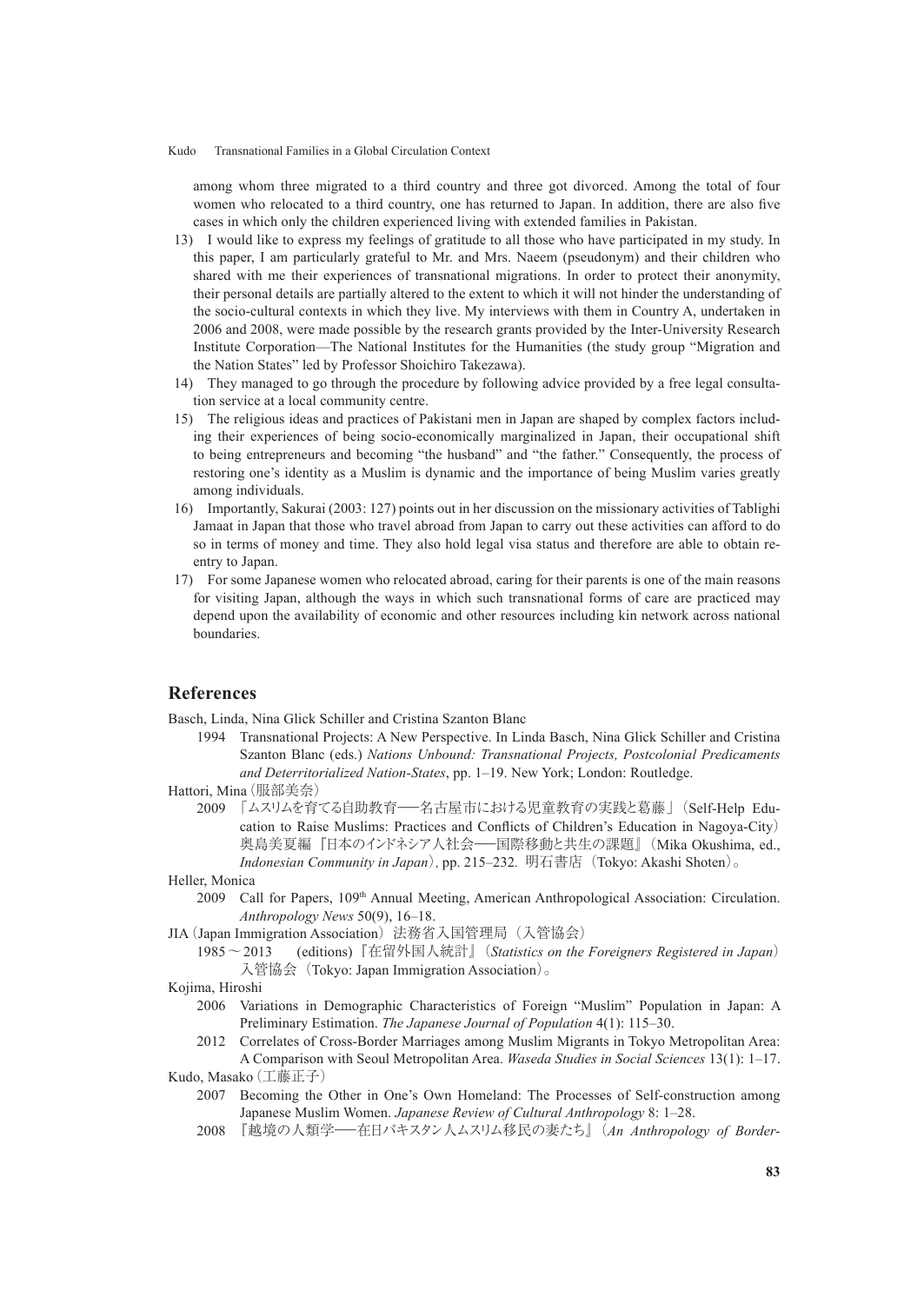among whom three migrated to a third country and three got divorced. Among the total of four women who relocated to a third country, one has returned to Japan. In addition, there are also five cases in which only the children experienced living with extended families in Pakistan.

13) I would like to express my feelings of gratitude to all those who have participated in my study. In this paper, I am particularly grateful to Mr. and Mrs. Naeem (pseudonym) and their children who shared with me their experiences of transnational migrations. In order to protect their anonymity, their personal details are partially altered to the extent to which it will not hinder the understanding of the socio-cultural contexts in which they live. My interviews with them in Country A, undertaken in 2006 and 2008, were made possible by the research grants provided by the Inter-University Research Institute Corporation—The National Institutes for the Humanities (the study group "Migration and the Nation States" led by Professor Shoichiro Takezawa).

14) They managed to go through the procedure by following advice provided by a free legal consultation service at a local community centre.

15) The religious ideas and practices of Pakistani men in Japan are shaped by complex factors including their experiences of being socio-economically marginalized in Japan, their occupational shift to being entrepreneurs and becoming "the husband" and "the father." Consequently, the process of restoring one's identity as a Muslim is dynamic and the importance of being Muslim varies greatly among individuals.

16) Importantly, Sakurai (2003: 127) points out in her discussion on the missionary activities of Tablighi Jamaat in Japan that those who travel abroad from Japan to carry out these activities can afford to do so in terms of money and time. They also hold legal visa status and therefore are able to obtain reentry to Japan.

17) For some Japanese women who relocated abroad, caring for their parents is one of the main reasons for visiting Japan, although the ways in which such transnational forms of care are practiced may depend upon the availability of economic and other resources including kin network across national boundaries.

## References

Basch, Linda, Nina Glick Schiller and Cristina Szanton Blanc

1994 Transnational Projects: A New Perspective. In Linda Basch, Nina Glick Schiller and Cristina Szanton Blanc (eds.) *Nations Unbound: Transnational Projects, Postcolonial Predicaments and Deterritorialized Nation-States*, pp. 1–19. New York; London: Routledge.

Hattori, Mina（服部美奈）

2009 「ムスリムを育てる自助教育──名古屋市における児童教育の実践と葛藤」（Self-Help Education to Raise Muslims: Practices and Conflicts of Children's Education in Nagoya-City）奥島美夏編『日本のインドネシア人社会──国際移動と共生の課題』（Mika Okushima, ed., *Indonesian Community in Japan*）, pp. 215–232. 明石書店（Tokyo: Akashi Shoten）。

Heller, Monica

2009 Call for Papers, 109th Annual Meeting, American Anthropological Association: Circulation. *Anthropology News* 50(9), 16–18.

JIA（Japan Immigration Association）法務省入国管理局（入管協会）

1985～2013 (editions)『在留外国人統計』（*Statistics on the Foreigners Registered in Japan*）入管協会（Tokyo: Japan Immigration Association）。

Kojima, Hiroshi

2006 Variations in Demographic Characteristics of Foreign "Muslim" Population in Japan: A Preliminary Estimation. *The Japanese Journal of Population* 4(1): 115–30.

2012 Correlates of Cross-Border Marriages among Muslim Migrants in Tokyo Metropolitan Area: A Comparison with Seoul Metropolitan Area. *Waseda Studies in Social Sciences* 13(1): 1–17.

Kudo, Masako（工藤正子）

2007 Becoming the Other in One's Own Homeland: The Processes of Self-construction among Japanese Muslim Women. *Japanese Review of Cultural Anthropology* 8: 1–28.

2008 『越境の人類学──在日パキスタン人ムスリム移民の妻たち』（*An Anthropology of Border-*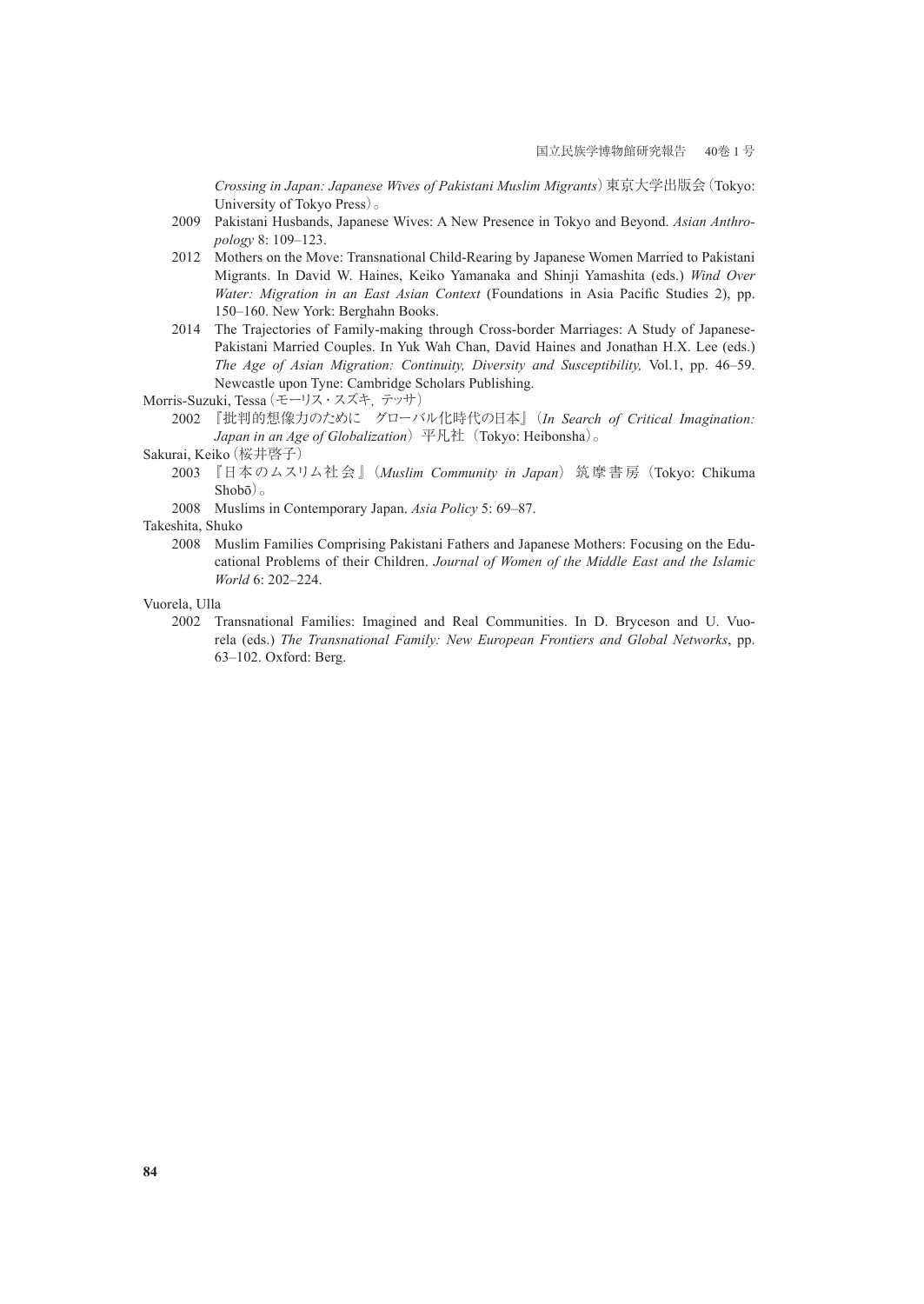*Crossing in Japan: Japanese Wives of Pakistani Muslim Migrants*）東京大学出版会（Tokyo: University of Tokyo Press）。

2009 Pakistani Husbands, Japanese Wives: A New Presence in Tokyo and Beyond. *Asian Anthropology* 8: 109–123.

2012 Mothers on the Move: Transnational Child-Rearing by Japanese Women Married to Pakistani Migrants. In David W. Haines, Keiko Yamanaka and Shinji Yamashita (eds.) *Wind Over Water: Migration in an East Asian Context* (Foundations in Asia Pacific Studies 2), pp. 150–160. New York: Berghahn Books.

2014 The Trajectories of Family-making through Cross-border Marriages: A Study of Japanese-Pakistani Married Couples. In Yuk Wah Chan, David Haines and Jonathan H.X. Lee (eds.) *The Age of Asian Migration: Continuity, Diversity and Susceptibility,* Vol.1, pp. 46–59. Newcastle upon Tyne: Cambridge Scholars Publishing.

Morris-Suzuki, Tessa（モーリス・スズキ，テッサ）

2002 『批判的想像力のために　グローバル化時代の日本』（*In Search of Critical Imagination: Japan in an Age of Globalization*）平凡社（Tokyo: Heibonsha）。

Sakurai, Keiko（桜井啓子）

2003 『日本のムスリム社会』（*Muslim Community in Japan*）筑摩書房（Tokyo: Chikuma Shobō）。

2008 Muslims in Contemporary Japan. *Asia Policy* 5: 69–87.

Takeshita, Shuko

2008 Muslim Families Comprising Pakistani Fathers and Japanese Mothers: Focusing on the Educational Problems of their Children. *Journal of Women of the Middle East and the Islamic World* 6: 202–224.

Vuorela, Ulla

2002 Transnational Families: Imagined and Real Communities. In D. Bryceson and U. Vuorela (eds.) *The Transnational Family: New European Frontiers and Global Networks*, pp. 63–102. Oxford: Berg.